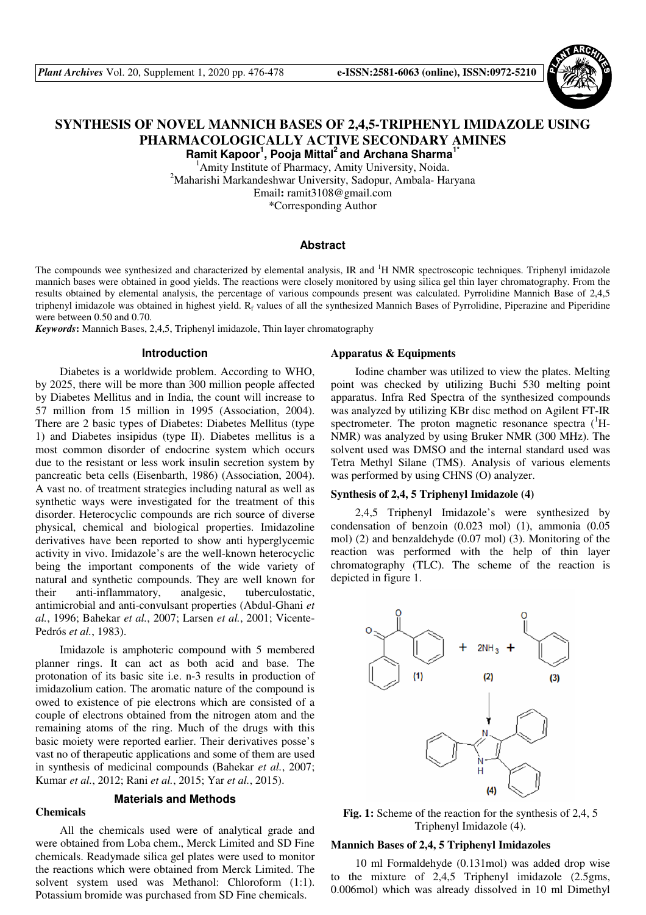# SYNTHESIS OF NOVEL MANNICH BASES OF 2,4,5-TRIPHENYL IMIDAZOLE USING PHARMACOLOGICALLY ACTIVE SECONDARY AMINES

**Ramit Kapoor[1], Pooja Mittal[2] and Archana Sharma[1*]**

[1]Amity Institute of Pharmacy, Amity University, Noida.
[2]Maharishi Markandeshwar University, Sadopur, Ambala- Haryana
Email: ramit3108@gmail.com
*Corresponding Author

## Abstract

The compounds wee synthesized and characterized by elemental analysis, IR and $^1$H NMR spectroscopic techniques. Triphenyl imidazole mannich bases were obtained in good yields. The reactions were closely monitored by using silica gel thin layer chromatography. From the results obtained by elemental analysis, the percentage of various compounds present was calculated. Pyrrolidine Mannich Base of 2,4,5 triphenyl imidazole was obtained in highest yield. $R_f$ values of all the synthesized Mannich Bases of Pyrrolidine, Piperazine and Piperidine were between 0.50 and 0.70.

***Keywords*:** Mannich Bases, 2,4,5, Triphenyl imidazole, Thin layer chromatography

## Introduction

Diabetes is a worldwide problem. According to WHO, by 2025, there will be more than 300 million people affected by Diabetes Mellitus and in India, the count will increase to 57 million from 15 million in 1995 (Association, 2004). There are 2 basic types of Diabetes: Diabetes Mellitus (type 1) and Diabetes insipidus (type II). Diabetes mellitus is a most common disorder of endocrine system which occurs due to the resistant or less work insulin secretion system by pancreatic beta cells (Eisenbarth, 1986) (Association, 2004). A vast no. of treatment strategies including natural as well as synthetic ways were investigated for the treatment of this disorder. Heterocyclic compounds are rich source of diverse physical, chemical and biological properties. Imidazoline derivatives have been reported to show anti hyperglycemic activity in vivo. Imidazole's are the well-known heterocyclic being the important components of the wide variety of natural and synthetic compounds. They are well known for their anti-inflammatory, analgesic, tuberculostatic, antimicrobial and anti-convulsant properties (Abdul-Ghani *et al.*, 1996; Bahekar *et al.*, 2007; Larsen *et al.*, 2001; Vicente-Pedrós *et al.*, 1983).

Imidazole is amphoteric compound with 5 membered planner rings. It can act as both acid and base. The protonation of its basic site i.e. n-3 results in production of imidazolium cation. The aromatic nature of the compound is owed to existence of pie electrons which are consisted of a couple of electrons obtained from the nitrogen atom and the remaining atoms of the ring. Much of the drugs with this basic moiety were reported earlier. Their derivatives posse's vast no of therapeutic applications and some of them are used in synthesis of medicinal compounds (Bahekar *et al.*, 2007; Kumar *et al.*, 2012; Rani *et al.*, 2015; Yar *et al.*, 2015).

## Materials and Methods

### Chemicals

All the chemicals used were of analytical grade and were obtained from Loba chem., Merck Limited and SD Fine chemicals. Readymade silica gel plates were used to monitor the reactions which were obtained from Merck Limited. The solvent system used was Methanol: Chloroform (1:1). Potassium bromide was purchased from SD Fine chemicals.

### Apparatus & Equipments

Iodine chamber was utilized to view the plates. Melting point was checked by utilizing Buchi 530 melting point apparatus. Infra Red Spectra of the synthesized compounds was analyzed by utilizing KBr disc method on Agilent FT-IR spectrometer. The proton magnetic resonance spectra ($^1$H-NMR) was analyzed by using Bruker NMR (300 MHz). The solvent used was DMSO and the internal standard used was Tetra Methyl Silane (TMS). Analysis of various elements was performed by using CHNS (O) analyzer.

### Synthesis of 2,4, 5 Triphenyl Imidazole (4)

2,4,5 Triphenyl Imidazole's were synthesized by condensation of benzoin (0.023 mol) (1), ammonia (0.05 mol) (2) and benzaldehyde (0.07 mol) (3). Monitoring of the reaction was performed with the help of thin layer chromatography (TLC). The scheme of the reaction is depicted in figure 1.

(1) + $2NH_3$ + (3)

(2)

(4)

**Fig. 1:** Scheme of the reaction for the synthesis of 2,4, 5 Triphenyl Imidazole (4).

### Mannich Bases of 2,4, 5 Triphenyl Imidazoles

10 ml Formaldehyde (0.131mol) was added drop wise to the mixture of 2,4,5 Triphenyl imidazole (2.5gms, 0.006mol) which was already dissolved in 10 ml Dimethyl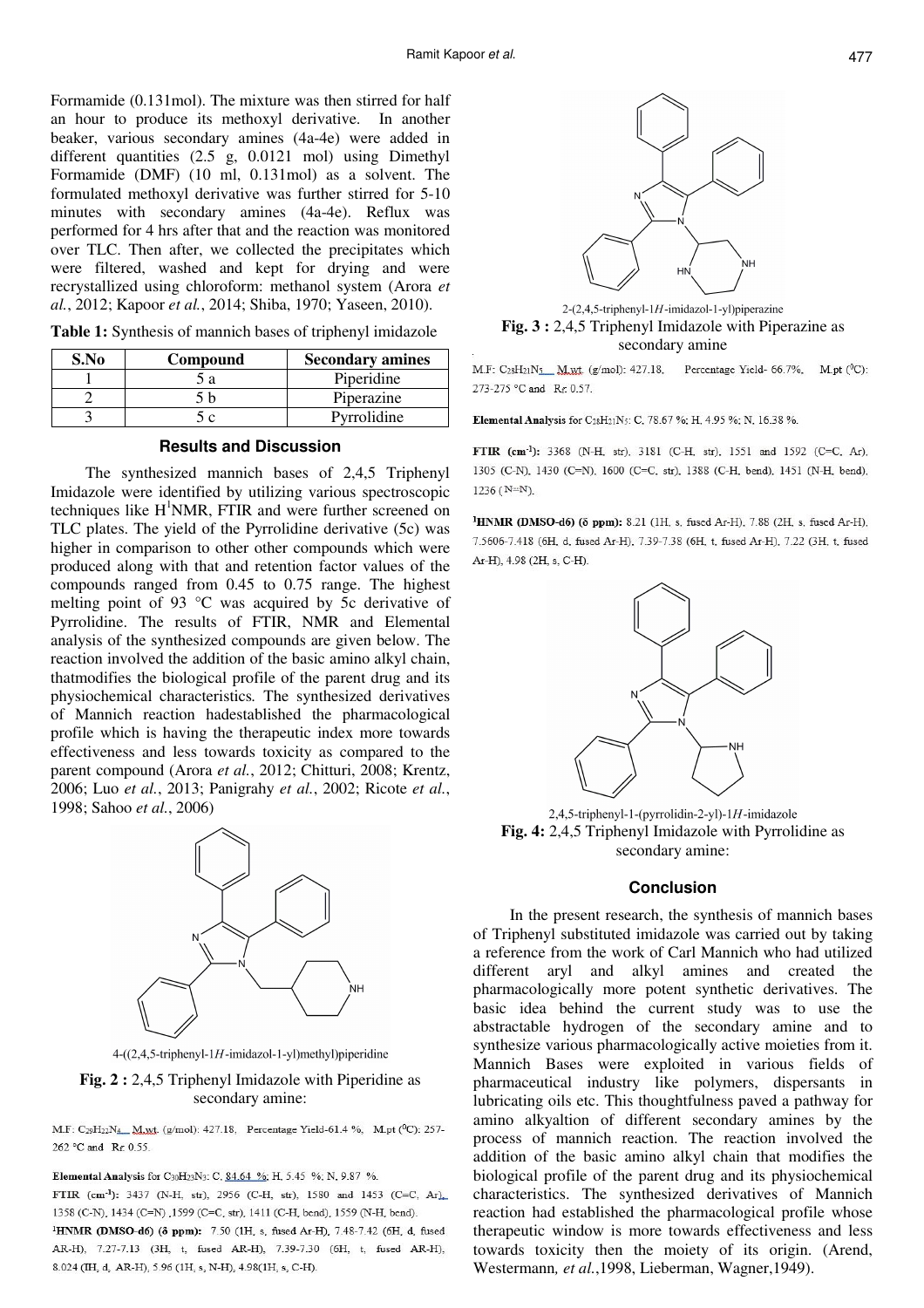Formamide (0.131mol). The mixture was then stirred for half an hour to produce its methoxyl derivative. In another beaker, various secondary amines (4a-4e) were added in different quantities (2.5 g, 0.0121 mol) using Dimethyl Formamide (DMF) (10 ml, 0.131mol) as a solvent. The formulated methoxyl derivative was further stirred for 5-10 minutes with secondary amines (4a-4e). Reflux was performed for 4 hrs after that and the reaction was monitored over TLC. Then after, we collected the precipitates which were filtered, washed and kept for drying and were recrystallized using chloroform: methanol system (Arora *et al.*, 2012; Kapoor *et al.*, 2014; Shiba, 1970; Yaseen, 2010).

**Table 1:** Synthesis of mannich bases of triphenyl imidazole

| S.No | Compound | Secondary amines |
|---|---|---|
| 1 | 5 a | Piperidine |
| 2 | 5 b | Piperazine |
| 3 | 5 c | Pyrrolidine |

### Results and Discussion

The synthesized mannich bases of 2,4,5 Triphenyl Imidazole were identified by utilizing various spectroscopic techniques like H[1]NMR, FTIR and were further screened on TLC plates. The yield of the Pyrrolidine derivative (5c) was higher in comparison to other other compounds which were produced along with that and retention factor values of the compounds ranged from 0.45 to 0.75 range. The highest melting point of 93 °C was acquired by 5c derivative of Pyrrolidine. The results of FTIR, NMR and Elemental analysis of the synthesized compounds are given below. The reaction involved the addition of the basic amino alkyl chain, thatmodifies the biological profile of the parent drug and its physiochemical characteristics. The synthesized derivatives of Mannich reaction hadestablished the pharmacological profile which is having the therapeutic index more towards effectiveness and less towards toxicity as compared to the parent compound (Arora *et al.*, 2012; Chitturi, 2008; Krentz, 2006; Luo *et al.*, 2013; Panigrahy *et al.*, 2002; Ricote *et al.*, 1998; Sahoo *et al.*, 2006)

4-((2,4,5-triphenyl-1*H*-imidazol-1-yl)methyl)piperidine

**Fig. 2 :** 2,4,5 Triphenyl Imidazole with Piperidine as secondary amine:

M.F: $C_{29}H_{22}N_4$ M.wt. (g/mol): 427.18, Percentage Yield-61.4 %, M.pt ($^0$C): 257-262 °C and Rf 0.55.

**Elemental Analysis** for $C_{30}H_{23}N_3$: C, 84.64 %; H, 5.45 %; N, 9.87 %.

**FTIR (cm$^{-1}$):** 3437 (N-H, str), 2956 (C-H, str), 1580 and 1453 (C=C, Ar), 1358 (C-N), 1434 (C=N) ,1599 (C=C, str), 1411 (C-H, bend), 1559 (N-H, bend).

**$^1$HNMR (DMSO-d6) (δ ppm):** 7.50 (1H, s, fused Ar-H), 7.48-7.42 (6H, d, fused AR-H), 7.27-7.13 (3H, t, fused AR-H), 7.39-7.30 (6H, t, fused AR-H), 8.024 (IH, d, AR-H), 5.96 (1H, s, N-H), 4.98(1H, s, C-H).

2-(2,4,5-triphenyl-1*H*-imidazol-1-yl)piperazine

**Fig. 3 :** 2,4,5 Triphenyl Imidazole with Piperazine as secondary amine

M.F: $C_{28}H_{21}N_5$ M.wt. (g/mol): 427.18, Percentage Yield- 66.7%, M.pt ($^0$C): 273-275 °C and Rf: 0.57.

**Elemental Analysis** for $C_{28}H_{21}N_5$: C, 78.67 %; H, 4.95 %; N, 16.38 %.

**FTIR (cm$^{-1}$):** 3368 (N-H, str), 3181 (C-H, str), 1551 and 1592 (C=C, Ar), 1305 (C-N), 1430 (C=N), 1600 (C=C, str), 1388 (C-H, bend), 1451 (N-H, bend), 1236 (N=N).

**$^1$HNMR (DMSO-d6) (δ ppm):** 8.21 (1H, s, fused Ar-H), 7.88 (2H, s, fused Ar-H), 7.5606-7.418 (6H, d, fused Ar-H), 7.39-7.38 (6H, t, fused Ar-H), 7.22 (3H, t, fused Ar-H), 4.98 (2H, s, C-H).

2,4,5-triphenyl-1-(pyrrolidin-2-yl)-1*H*-imidazole

**Fig. 4:** 2,4,5 Triphenyl Imidazole with Pyrrolidine as secondary amine:

### Conclusion

In the present research, the synthesis of mannich bases of Triphenyl substituted imidazole was carried out by taking a reference from the work of Carl Mannich who had utilized different aryl and alkyl amines and created the pharmacologically more potent synthetic derivatives. The basic idea behind the current study was to use the abstractable hydrogen of the secondary amine and to synthesize various pharmacologically active moieties from it. Mannich Bases were exploited in various fields of pharmaceutical industry like polymers, dispersants in lubricating oils etc. This thoughtfulness paved a pathway for amino alkyaltion of different secondary amines by the process of mannich reaction. The reaction involved the addition of the basic amino alkyl chain that modifies the biological profile of the parent drug and its physiochemical characteristics. The synthesized derivatives of Mannich reaction had established the pharmacological profile whose therapeutic window is more towards effectiveness and less towards toxicity then the moiety of its origin. (Arend, Westermann, *et al.*,1998, Lieberman, Wagner,1949).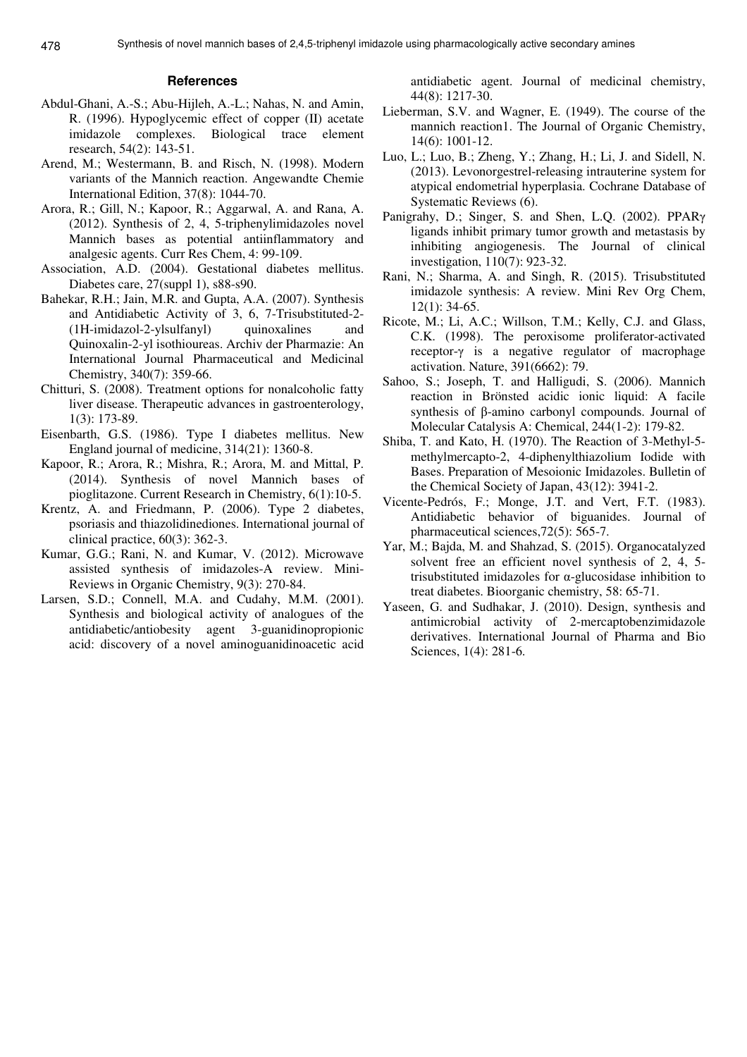## References

Abdul-Ghani, A.-S.; Abu-Hijleh, A.-L.; Nahas, N. and Amin, R. (1996). Hypoglycemic effect of copper (II) acetate imidazole complexes. Biological trace element research, 54(2): 143-51.

Arend, M.; Westermann, B. and Risch, N. (1998). Modern variants of the Mannich reaction. Angewandte Chemie International Edition, 37(8): 1044-70.

Arora, R.; Gill, N.; Kapoor, R.; Aggarwal, A. and Rana, A. (2012). Synthesis of 2, 4, 5-triphenylimidazoles novel Mannich bases as potential antiinflammatory and analgesic agents. Curr Res Chem, 4: 99-109.

Association, A.D. (2004). Gestational diabetes mellitus. Diabetes care, 27(suppl 1), s88-s90.

Bahekar, R.H.; Jain, M.R. and Gupta, A.A. (2007). Synthesis and Antidiabetic Activity of 3, 6, 7-Trisubstituted-2-(1H-imidazol-2-ylsulfanyl) quinoxalines and Quinoxalin-2-yl isothioureas. Archiv der Pharmazie: An International Journal Pharmaceutical and Medicinal Chemistry, 340(7): 359-66.

Chitturi, S. (2008). Treatment options for nonalcoholic fatty liver disease. Therapeutic advances in gastroenterology, 1(3): 173-89.

Eisenbarth, G.S. (1986). Type I diabetes mellitus. New England journal of medicine, 314(21): 1360-8.

Kapoor, R.; Arora, R.; Mishra, R.; Arora, M. and Mittal, P. (2014). Synthesis of novel Mannich bases of pioglitazone. Current Research in Chemistry, 6(1):10-5.

Krentz, A. and Friedmann, P. (2006). Type 2 diabetes, psoriasis and thiazolidinediones. International journal of clinical practice, 60(3): 362-3.

Kumar, G.G.; Rani, N. and Kumar, V. (2012). Microwave assisted synthesis of imidazoles-A review. Mini-Reviews in Organic Chemistry, 9(3): 270-84.

Larsen, S.D.; Connell, M.A. and Cudahy, M.M. (2001). Synthesis and biological activity of analogues of the antidiabetic/antiobesity agent 3-guanidinopropionic acid: discovery of a novel aminoguanidinoacetic acid antidiabetic agent. Journal of medicinal chemistry, 44(8): 1217-30.

Lieberman, S.V. and Wagner, E. (1949). The course of the mannich reaction1. The Journal of Organic Chemistry, 14(6): 1001-12.

Luo, L.; Luo, B.; Zheng, Y.; Zhang, H.; Li, J. and Sidell, N. (2013). Levonorgestrel-releasing intrauterine system for atypical endometrial hyperplasia. Cochrane Database of Systematic Reviews (6).

Panigrahy, D.; Singer, S. and Shen, L.Q. (2002). PPARγ ligands inhibit primary tumor growth and metastasis by inhibiting angiogenesis. The Journal of clinical investigation, 110(7): 923-32.

Rani, N.; Sharma, A. and Singh, R. (2015). Trisubstituted imidazole synthesis: A review. Mini Rev Org Chem, 12(1): 34-65.

Ricote, M.; Li, A.C.; Willson, T.M.; Kelly, C.J. and Glass, C.K. (1998). The peroxisome proliferator-activated receptor-γ is a negative regulator of macrophage activation. Nature, 391(6662): 79.

Sahoo, S.; Joseph, T. and Halligudi, S. (2006). Mannich reaction in Brönsted acidic ionic liquid: A facile synthesis of β-amino carbonyl compounds. Journal of Molecular Catalysis A: Chemical, 244(1-2): 179-82.

Shiba, T. and Kato, H. (1970). The Reaction of 3-Methyl-5-methylmercapto-2, 4-diphenylthiazolium Iodide with Bases. Preparation of Mesoionic Imidazoles. Bulletin of the Chemical Society of Japan, 43(12): 3941-2.

Vicente-Pedrós, F.; Monge, J.T. and Vert, F.T. (1983). Antidiabetic behavior of biguanides. Journal of pharmaceutical sciences,72(5): 565-7.

Yar, M.; Bajda, M. and Shahzad, S. (2015). Organocatalyzed solvent free an efficient novel synthesis of 2, 4, 5-trisubstituted imidazoles for α-glucosidase inhibition to treat diabetes. Bioorganic chemistry, 58: 65-71.

Yaseen, G. and Sudhakar, J. (2010). Design, synthesis and antimicrobial activity of 2-mercaptobenzimidazole derivatives. International Journal of Pharma and Bio Sciences, 1(4): 281-6.